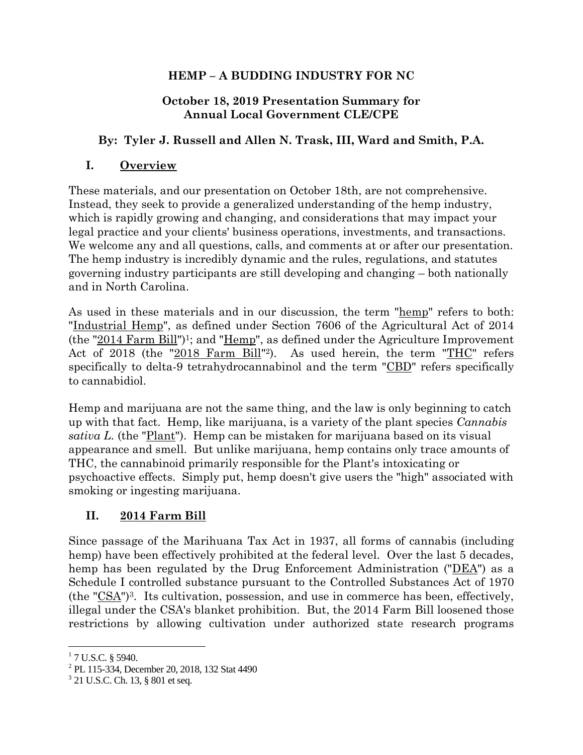# HEMP – A BUDDING INDUSTRY FOR NC

**October 18, 2019 Presentation Summary for Annual Local Government CLE/CPE**

**By: Tyler J. Russell and Allen N. Trask, III, Ward and Smith, P.A.**

## I. Overview

These materials, and our presentation on October 18th, are not comprehensive. Instead, they seek to provide a generalized understanding of the hemp industry, which is rapidly growing and changing, and considerations that may impact your legal practice and your clients' business operations, investments, and transactions. We welcome any and all questions, calls, and comments at or after our presentation. The hemp industry is incredibly dynamic and the rules, regulations, and statutes governing industry participants are still developing and changing – both nationally and in North Carolina.

As used in these materials and in our discussion, the term "hemp" refers to both: "Industrial Hemp", as defined under Section 7606 of the Agricultural Act of 2014 (the "2014 Farm Bill")[1]; and "Hemp", as defined under the Agriculture Improvement Act of 2018 (the "2018 Farm Bill"[2]). As used herein, the term "THC" refers specifically to delta-9 tetrahydrocannabinol and the term "CBD" refers specifically to cannabidiol.

Hemp and marijuana are not the same thing, and the law is only beginning to catch up with that fact. Hemp, like marijuana, is a variety of the plant species *Cannabis sativa L.* (the "Plant"). Hemp can be mistaken for marijuana based on its visual appearance and smell. But unlike marijuana, hemp contains only trace amounts of THC, the cannabinoid primarily responsible for the Plant's intoxicating or psychoactive effects. Simply put, hemp doesn't give users the "high" associated with smoking or ingesting marijuana.

## II. 2014 Farm Bill

Since passage of the Marihuana Tax Act in 1937, all forms of cannabis (including hemp) have been effectively prohibited at the federal level. Over the last 5 decades, hemp has been regulated by the Drug Enforcement Administration ("DEA") as a Schedule I controlled substance pursuant to the Controlled Substances Act of 1970 (the "CSA")[3]. Its cultivation, possession, and use in commerce has been, effectively, illegal under the CSA's blanket prohibition. But, the 2014 Farm Bill loosened those restrictions by allowing cultivation under authorized state research programs

---

[1] 7 U.S.C. § 5940.

[2] PL 115-334, December 20, 2018, 132 Stat 4490

[3] 21 U.S.C. Ch. 13, § 801 et seq.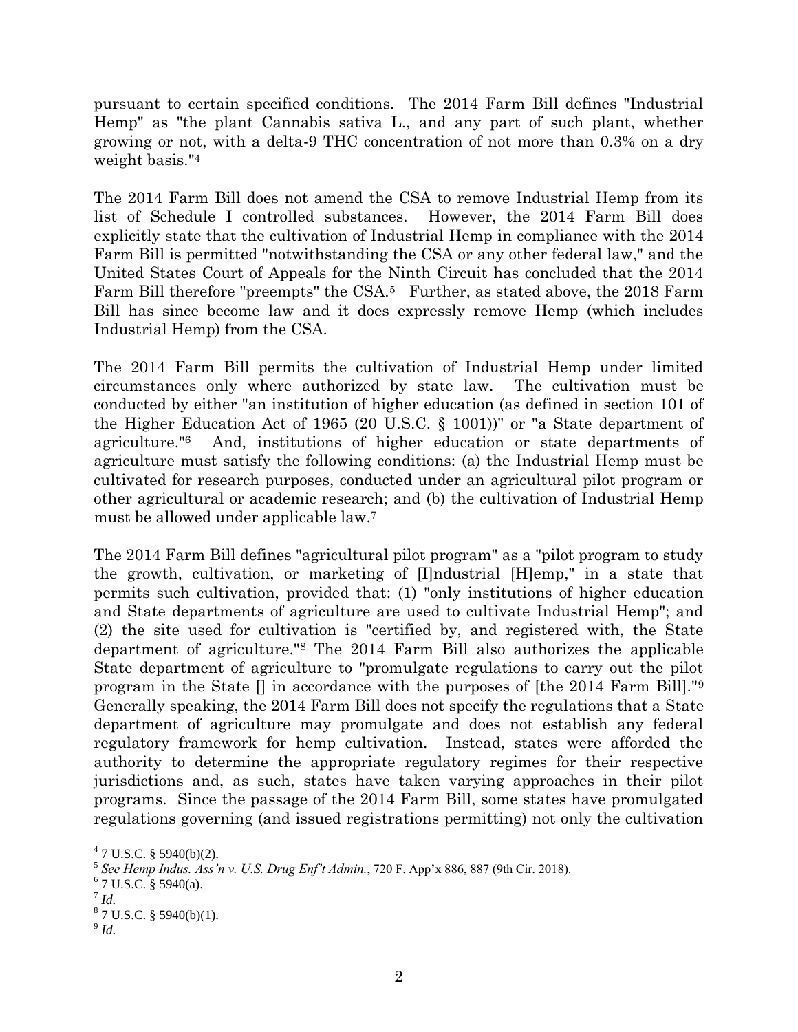pursuant to certain specified conditions. The 2014 Farm Bill defines "Industrial Hemp" as "the plant Cannabis sativa L., and any part of such plant, whether growing or not, with a delta-9 THC concentration of not more than 0.3% on a dry weight basis."[4]

The 2014 Farm Bill does not amend the CSA to remove Industrial Hemp from its list of Schedule I controlled substances. However, the 2014 Farm Bill does explicitly state that the cultivation of Industrial Hemp in compliance with the 2014 Farm Bill is permitted "notwithstanding the CSA or any other federal law," and the United States Court of Appeals for the Ninth Circuit has concluded that the 2014 Farm Bill therefore "preempts" the CSA.[5] Further, as stated above, the 2018 Farm Bill has since become law and it does expressly remove Hemp (which includes Industrial Hemp) from the CSA.

The 2014 Farm Bill permits the cultivation of Industrial Hemp under limited circumstances only where authorized by state law. The cultivation must be conducted by either "an institution of higher education (as defined in section 101 of the Higher Education Act of 1965 (20 U.S.C. § 1001))" or "a State department of agriculture."[6] And, institutions of higher education or state departments of agriculture must satisfy the following conditions: (a) the Industrial Hemp must be cultivated for research purposes, conducted under an agricultural pilot program or other agricultural or academic research; and (b) the cultivation of Industrial Hemp must be allowed under applicable law.[7]

The 2014 Farm Bill defines "agricultural pilot program" as a "pilot program to study the growth, cultivation, or marketing of [I]ndustrial [H]emp," in a state that permits such cultivation, provided that: (1) "only institutions of higher education and State departments of agriculture are used to cultivate Industrial Hemp"; and (2) the site used for cultivation is "certified by, and registered with, the State department of agriculture."[8] The 2014 Farm Bill also authorizes the applicable State department of agriculture to "promulgate regulations to carry out the pilot program in the State [] in accordance with the purposes of [the 2014 Farm Bill]."[9] Generally speaking, the 2014 Farm Bill does not specify the regulations that a State department of agriculture may promulgate and does not establish any federal regulatory framework for hemp cultivation. Instead, states were afforded the authority to determine the appropriate regulatory regimes for their respective jurisdictions and, as such, states have taken varying approaches in their pilot programs. Since the passage of the 2014 Farm Bill, some states have promulgated regulations governing (and issued registrations permitting) not only the cultivation

---

[4] 7 U.S.C. § 5940(b)(2).

[5] *See Hemp Indus. Ass'n v. U.S. Drug Enf't Admin.*, 720 F. App'x 886, 887 (9th Cir. 2018).

[6] 7 U.S.C. § 5940(a).

[7] *Id.*

[8] 7 U.S.C. § 5940(b)(1).

[9] *Id.*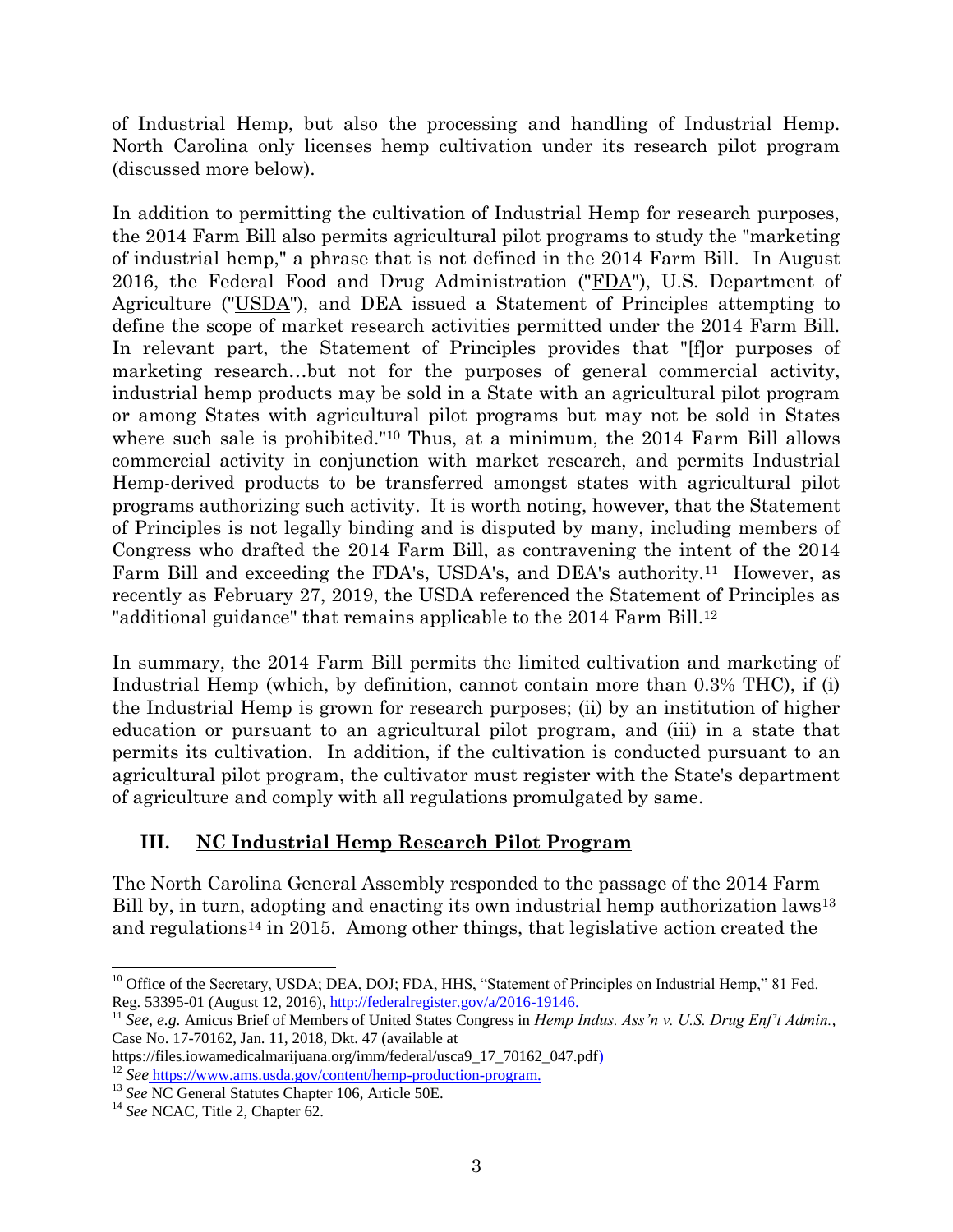of Industrial Hemp, but also the processing and handling of Industrial Hemp. North Carolina only licenses hemp cultivation under its research pilot program (discussed more below).

In addition to permitting the cultivation of Industrial Hemp for research purposes, the 2014 Farm Bill also permits agricultural pilot programs to study the "marketing of industrial hemp," a phrase that is not defined in the 2014 Farm Bill. In August 2016, the Federal Food and Drug Administration ("FDA"), U.S. Department of Agriculture ("USDA"), and DEA issued a Statement of Principles attempting to define the scope of market research activities permitted under the 2014 Farm Bill. In relevant part, the Statement of Principles provides that "[f]or purposes of marketing research…but not for the purposes of general commercial activity, industrial hemp products may be sold in a State with an agricultural pilot program or among States with agricultural pilot programs but may not be sold in States where such sale is prohibited."[10] Thus, at a minimum, the 2014 Farm Bill allows commercial activity in conjunction with market research, and permits Industrial Hemp-derived products to be transferred amongst states with agricultural pilot programs authorizing such activity. It is worth noting, however, that the Statement of Principles is not legally binding and is disputed by many, including members of Congress who drafted the 2014 Farm Bill, as contravening the intent of the 2014 Farm Bill and exceeding the FDA's, USDA's, and DEA's authority.[11] However, as recently as February 27, 2019, the USDA referenced the Statement of Principles as "additional guidance" that remains applicable to the 2014 Farm Bill.[12]

In summary, the 2014 Farm Bill permits the limited cultivation and marketing of Industrial Hemp (which, by definition, cannot contain more than 0.3% THC), if (i) the Industrial Hemp is grown for research purposes; (ii) by an institution of higher education or pursuant to an agricultural pilot program, and (iii) in a state that permits its cultivation. In addition, if the cultivation is conducted pursuant to an agricultural pilot program, the cultivator must register with the State's department of agriculture and comply with all regulations promulgated by same.

## III. NC Industrial Hemp Research Pilot Program

The North Carolina General Assembly responded to the passage of the 2014 Farm Bill by, in turn, adopting and enacting its own industrial hemp authorization laws[13] and regulations[14] in 2015. Among other things, that legislative action created the

---

[10] Office of the Secretary, USDA; DEA, DOJ; FDA, HHS, "Statement of Principles on Industrial Hemp," 81 Fed. Reg. 53395-01 (August 12, 2016), http://federalregister.gov/a/2016-19146.

[11] *See, e.g.* Amicus Brief of Members of United States Congress in *Hemp Indus. Ass'n v. U.S. Drug Enf't Admin.*, Case No. 17-70162, Jan. 11, 2018, Dkt. 47 (available at https://files.iowamedicalmarijuana.org/imm/federal/usca9_17_70162_047.pdf)

[12] *See* https://www.ams.usda.gov/content/hemp-production-program.

[13] *See* NC General Statutes Chapter 106, Article 50E.

[14] *See* NCAC, Title 2, Chapter 62.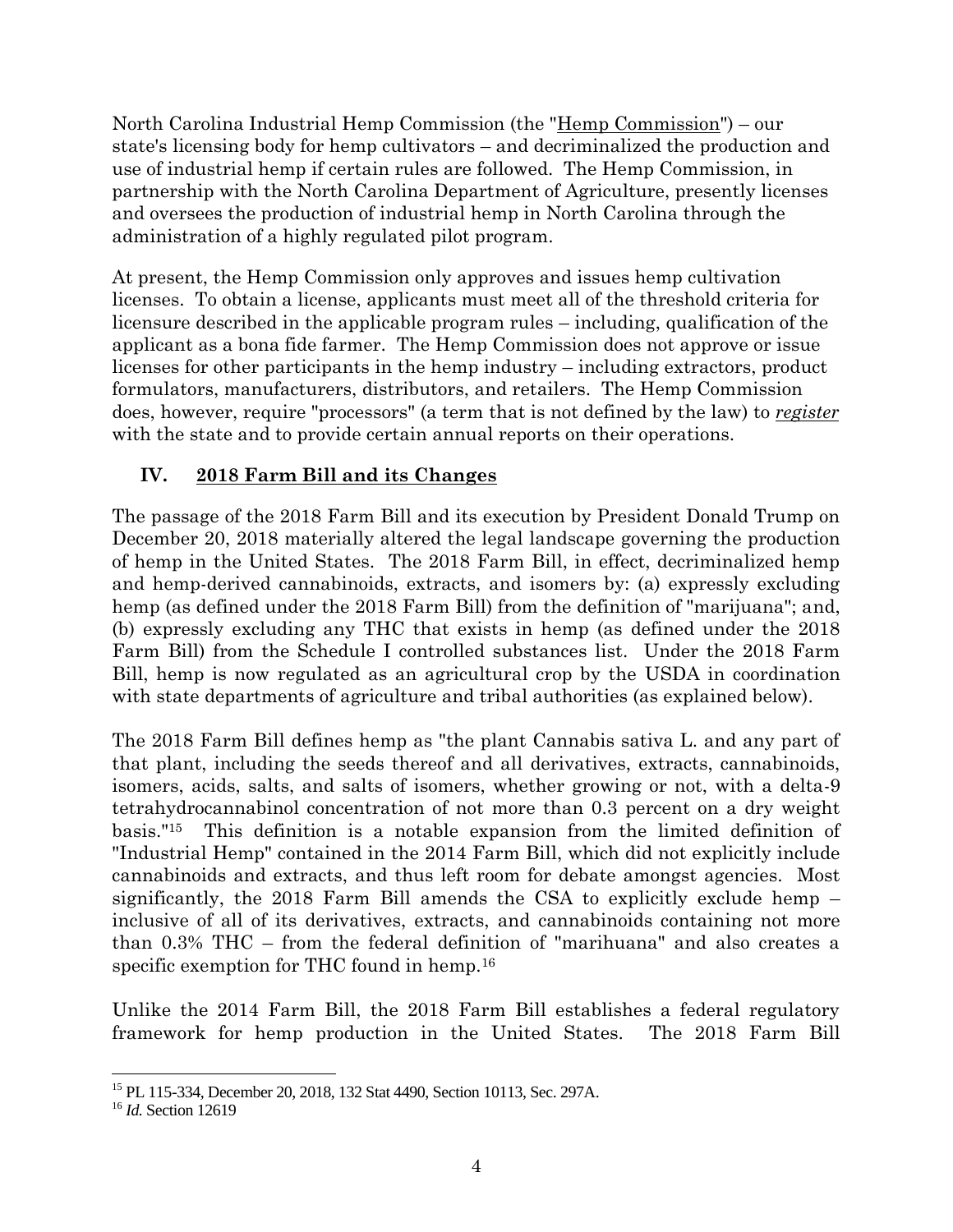North Carolina Industrial Hemp Commission (the "Hemp Commission") – our state's licensing body for hemp cultivators – and decriminalized the production and use of industrial hemp if certain rules are followed. The Hemp Commission, in partnership with the North Carolina Department of Agriculture, presently licenses and oversees the production of industrial hemp in North Carolina through the administration of a highly regulated pilot program.

At present, the Hemp Commission only approves and issues hemp cultivation licenses. To obtain a license, applicants must meet all of the threshold criteria for licensure described in the applicable program rules – including, qualification of the applicant as a bona fide farmer. The Hemp Commission does not approve or issue licenses for other participants in the hemp industry – including extractors, product formulators, manufacturers, distributors, and retailers. The Hemp Commission does, however, require "processors" (a term that is not defined by the law) to ***register*** with the state and to provide certain annual reports on their operations.

## IV. 2018 Farm Bill and its Changes

The passage of the 2018 Farm Bill and its execution by President Donald Trump on December 20, 2018 materially altered the legal landscape governing the production of hemp in the United States. The 2018 Farm Bill, in effect, decriminalized hemp and hemp-derived cannabinoids, extracts, and isomers by: (a) expressly excluding hemp (as defined under the 2018 Farm Bill) from the definition of "marijuana"; and, (b) expressly excluding any THC that exists in hemp (as defined under the 2018 Farm Bill) from the Schedule I controlled substances list. Under the 2018 Farm Bill, hemp is now regulated as an agricultural crop by the USDA in coordination with state departments of agriculture and tribal authorities (as explained below).

The 2018 Farm Bill defines hemp as "the plant Cannabis sativa L. and any part of that plant, including the seeds thereof and all derivatives, extracts, cannabinoids, isomers, acids, salts, and salts of isomers, whether growing or not, with a delta-9 tetrahydrocannabinol concentration of not more than 0.3 percent on a dry weight basis."[15] This definition is a notable expansion from the limited definition of "Industrial Hemp" contained in the 2014 Farm Bill, which did not explicitly include cannabinoids and extracts, and thus left room for debate amongst agencies. Most significantly, the 2018 Farm Bill amends the CSA to explicitly exclude hemp – inclusive of all of its derivatives, extracts, and cannabinoids containing not more than 0.3% THC – from the federal definition of "marihuana" and also creates a specific exemption for THC found in hemp.[16]

Unlike the 2014 Farm Bill, the 2018 Farm Bill establishes a federal regulatory framework for hemp production in the United States. The 2018 Farm Bill

---

[15] PL 115-334, December 20, 2018, 132 Stat 4490, Section 10113, Sec. 297A.

[16] *Id.* Section 12619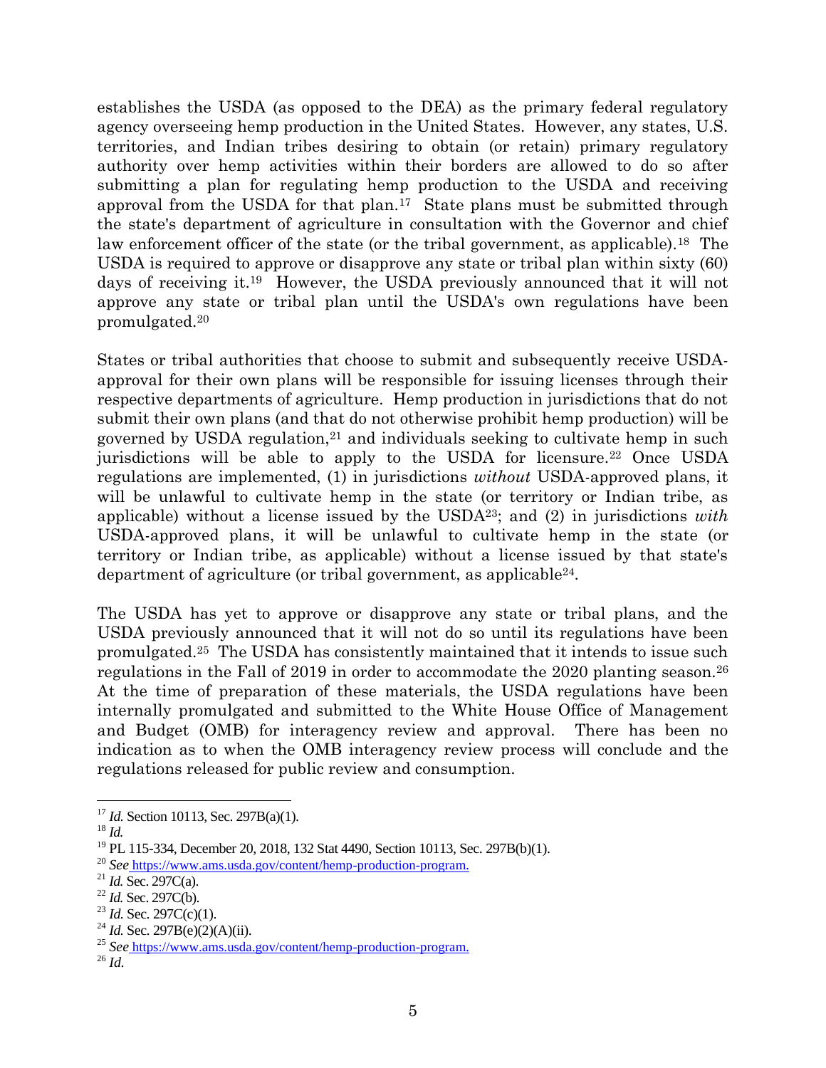establishes the USDA (as opposed to the DEA) as the primary federal regulatory agency overseeing hemp production in the United States. However, any states, U.S. territories, and Indian tribes desiring to obtain (or retain) primary regulatory authority over hemp activities within their borders are allowed to do so after submitting a plan for regulating hemp production to the USDA and receiving approval from the USDA for that plan.[17] State plans must be submitted through the state's department of agriculture in consultation with the Governor and chief law enforcement officer of the state (or the tribal government, as applicable).[18] The USDA is required to approve or disapprove any state or tribal plan within sixty (60) days of receiving it.[19] However, the USDA previously announced that it will not approve any state or tribal plan until the USDA's own regulations have been promulgated.[20]

States or tribal authorities that choose to submit and subsequently receive USDA-approval for their own plans will be responsible for issuing licenses through their respective departments of agriculture. Hemp production in jurisdictions that do not submit their own plans (and that do not otherwise prohibit hemp production) will be governed by USDA regulation,[21] and individuals seeking to cultivate hemp in such jurisdictions will be able to apply to the USDA for licensure.[22] Once USDA regulations are implemented, (1) in jurisdictions *without* USDA-approved plans, it will be unlawful to cultivate hemp in the state (or territory or Indian tribe, as applicable) without a license issued by the USDA[23]; and (2) in jurisdictions *with* USDA-approved plans, it will be unlawful to cultivate hemp in the state (or territory or Indian tribe, as applicable) without a license issued by that state's department of agriculture (or tribal government, as applicable[24].

The USDA has yet to approve or disapprove any state or tribal plans, and the USDA previously announced that it will not do so until its regulations have been promulgated.[25] The USDA has consistently maintained that it intends to issue such regulations in the Fall of 2019 in order to accommodate the 2020 planting season.[26] At the time of preparation of these materials, the USDA regulations have been internally promulgated and submitted to the White House Office of Management and Budget (OMB) for interagency review and approval. There has been no indication as to when the OMB interagency review process will conclude and the regulations released for public review and consumption.

---

[17] *Id.* Section 10113, Sec. 297B(a)(1).
[18] *Id.*
[19] PL 115-334, December 20, 2018, 132 Stat 4490, Section 10113, Sec. 297B(b)(1).
[20] *See* https://www.ams.usda.gov/content/hemp-production-program.
[21] *Id.* Sec. 297C(a).
[22] *Id.* Sec. 297C(b).
[23] *Id.* Sec. 297C(c)(1).
[24] *Id.* Sec. 297B(e)(2)(A)(ii).
[25] *See* https://www.ams.usda.gov/content/hemp-production-program.
[26] *Id.*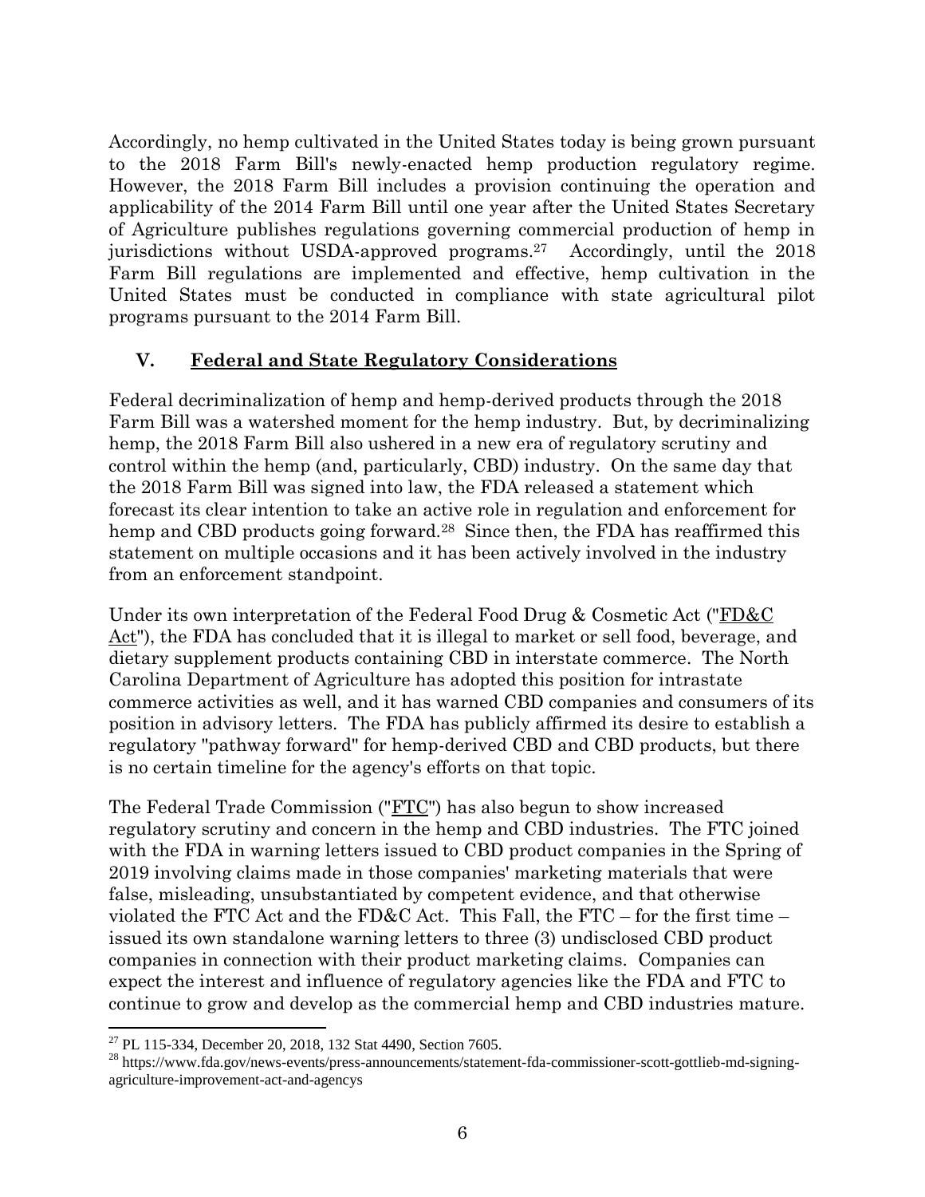Accordingly, no hemp cultivated in the United States today is being grown pursuant to the 2018 Farm Bill's newly-enacted hemp production regulatory regime. However, the 2018 Farm Bill includes a provision continuing the operation and applicability of the 2014 Farm Bill until one year after the United States Secretary of Agriculture publishes regulations governing commercial production of hemp in jurisdictions without USDA-approved programs.[27] Accordingly, until the 2018 Farm Bill regulations are implemented and effective, hemp cultivation in the United States must be conducted in compliance with state agricultural pilot programs pursuant to the 2014 Farm Bill.

## V. Federal and State Regulatory Considerations

Federal decriminalization of hemp and hemp-derived products through the 2018 Farm Bill was a watershed moment for the hemp industry. But, by decriminalizing hemp, the 2018 Farm Bill also ushered in a new era of regulatory scrutiny and control within the hemp (and, particularly, CBD) industry. On the same day that the 2018 Farm Bill was signed into law, the FDA released a statement which forecast its clear intention to take an active role in regulation and enforcement for hemp and CBD products going forward.[28] Since then, the FDA has reaffirmed this statement on multiple occasions and it has been actively involved in the industry from an enforcement standpoint.

Under its own interpretation of the Federal Food Drug & Cosmetic Act ("FD&C Act"), the FDA has concluded that it is illegal to market or sell food, beverage, and dietary supplement products containing CBD in interstate commerce. The North Carolina Department of Agriculture has adopted this position for intrastate commerce activities as well, and it has warned CBD companies and consumers of its position in advisory letters. The FDA has publicly affirmed its desire to establish a regulatory "pathway forward" for hemp-derived CBD and CBD products, but there is no certain timeline for the agency's efforts on that topic.

The Federal Trade Commission ("FTC") has also begun to show increased regulatory scrutiny and concern in the hemp and CBD industries. The FTC joined with the FDA in warning letters issued to CBD product companies in the Spring of 2019 involving claims made in those companies' marketing materials that were false, misleading, unsubstantiated by competent evidence, and that otherwise violated the FTC Act and the FD&C Act. This Fall, the FTC – for the first time – issued its own standalone warning letters to three (3) undisclosed CBD product companies in connection with their product marketing claims. Companies can expect the interest and influence of regulatory agencies like the FDA and FTC to continue to grow and develop as the commercial hemp and CBD industries mature.

---

[27] PL 115-334, December 20, 2018, 132 Stat 4490, Section 7605.

[28] https://www.fda.gov/news-events/press-announcements/statement-fda-commissioner-scott-gottlieb-md-signing-agriculture-improvement-act-and-agencys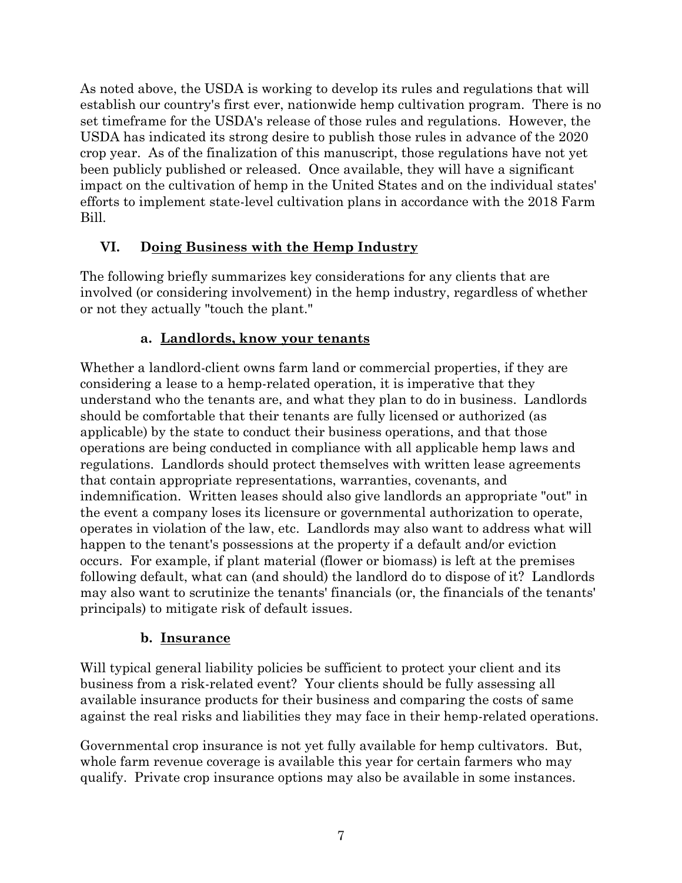As noted above, the USDA is working to develop its rules and regulations that will establish our country's first ever, nationwide hemp cultivation program. There is no set timeframe for the USDA's release of those rules and regulations. However, the USDA has indicated its strong desire to publish those rules in advance of the 2020 crop year. As of the finalization of this manuscript, those regulations have not yet been publicly published or released. Once available, they will have a significant impact on the cultivation of hemp in the United States and on the individual states' efforts to implement state-level cultivation plans in accordance with the 2018 Farm Bill.

## VI. Doing Business with the Hemp Industry

The following briefly summarizes key considerations for any clients that are involved (or considering involvement) in the hemp industry, regardless of whether or not they actually "touch the plant."

### a. Landlords, know your tenants

Whether a landlord-client owns farm land or commercial properties, if they are considering a lease to a hemp-related operation, it is imperative that they understand who the tenants are, and what they plan to do in business. Landlords should be comfortable that their tenants are fully licensed or authorized (as applicable) by the state to conduct their business operations, and that those operations are being conducted in compliance with all applicable hemp laws and regulations. Landlords should protect themselves with written lease agreements that contain appropriate representations, warranties, covenants, and indemnification. Written leases should also give landlords an appropriate "out" in the event a company loses its licensure or governmental authorization to operate, operates in violation of the law, etc. Landlords may also want to address what will happen to the tenant's possessions at the property if a default and/or eviction occurs. For example, if plant material (flower or biomass) is left at the premises following default, what can (and should) the landlord do to dispose of it? Landlords may also want to scrutinize the tenants' financials (or, the financials of the tenants' principals) to mitigate risk of default issues.

### b. Insurance

Will typical general liability policies be sufficient to protect your client and its business from a risk-related event? Your clients should be fully assessing all available insurance products for their business and comparing the costs of same against the real risks and liabilities they may face in their hemp-related operations.

Governmental crop insurance is not yet fully available for hemp cultivators. But, whole farm revenue coverage is available this year for certain farmers who may qualify. Private crop insurance options may also be available in some instances.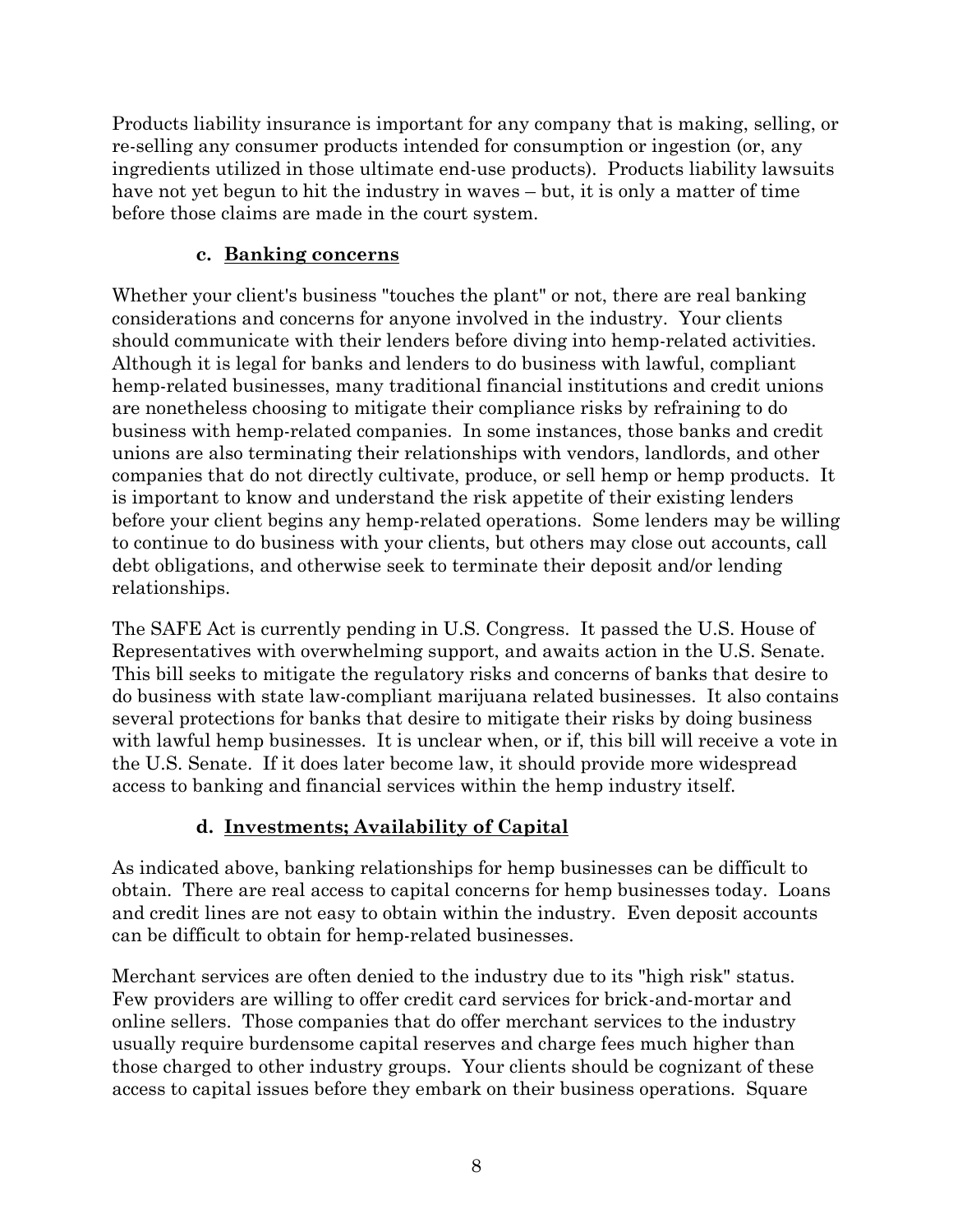Products liability insurance is important for any company that is making, selling, or re-selling any consumer products intended for consumption or ingestion (or, any ingredients utilized in those ultimate end-use products). Products liability lawsuits have not yet begun to hit the industry in waves – but, it is only a matter of time before those claims are made in the court system.

### c. Banking concerns

Whether your client's business "touches the plant" or not, there are real banking considerations and concerns for anyone involved in the industry. Your clients should communicate with their lenders before diving into hemp-related activities. Although it is legal for banks and lenders to do business with lawful, compliant hemp-related businesses, many traditional financial institutions and credit unions are nonetheless choosing to mitigate their compliance risks by refraining to do business with hemp-related companies. In some instances, those banks and credit unions are also terminating their relationships with vendors, landlords, and other companies that do not directly cultivate, produce, or sell hemp or hemp products. It is important to know and understand the risk appetite of their existing lenders before your client begins any hemp-related operations. Some lenders may be willing to continue to do business with your clients, but others may close out accounts, call debt obligations, and otherwise seek to terminate their deposit and/or lending relationships.

The SAFE Act is currently pending in U.S. Congress. It passed the U.S. House of Representatives with overwhelming support, and awaits action in the U.S. Senate. This bill seeks to mitigate the regulatory risks and concerns of banks that desire to do business with state law-compliant marijuana related businesses. It also contains several protections for banks that desire to mitigate their risks by doing business with lawful hemp businesses. It is unclear when, or if, this bill will receive a vote in the U.S. Senate. If it does later become law, it should provide more widespread access to banking and financial services within the hemp industry itself.

### d. Investments; Availability of Capital

As indicated above, banking relationships for hemp businesses can be difficult to obtain. There are real access to capital concerns for hemp businesses today. Loans and credit lines are not easy to obtain within the industry. Even deposit accounts can be difficult to obtain for hemp-related businesses.

Merchant services are often denied to the industry due to its "high risk" status. Few providers are willing to offer credit card services for brick-and-mortar and online sellers. Those companies that do offer merchant services to the industry usually require burdensome capital reserves and charge fees much higher than those charged to other industry groups. Your clients should be cognizant of these access to capital issues before they embark on their business operations. Square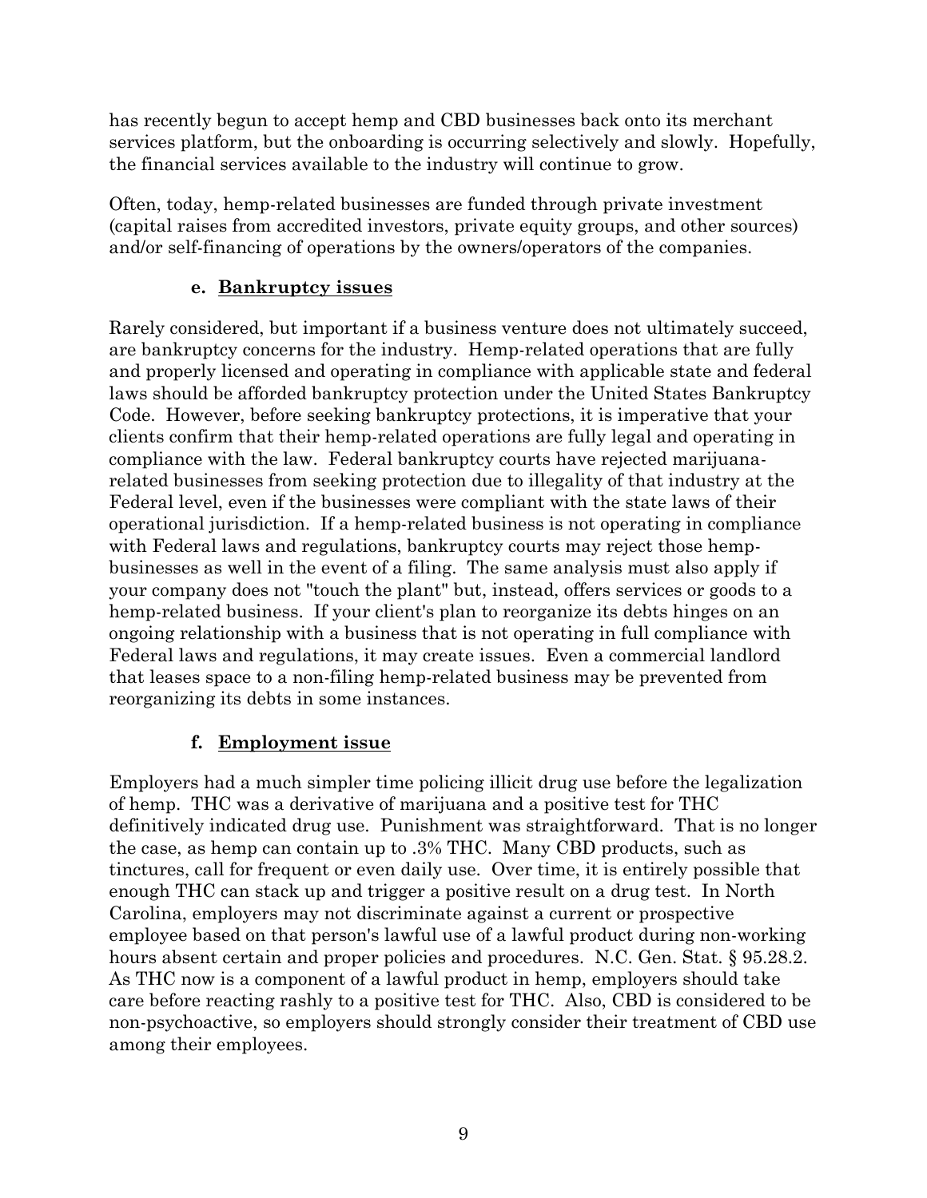has recently begun to accept hemp and CBD businesses back onto its merchant services platform, but the onboarding is occurring selectively and slowly. Hopefully, the financial services available to the industry will continue to grow.

Often, today, hemp-related businesses are funded through private investment (capital raises from accredited investors, private equity groups, and other sources) and/or self-financing of operations by the owners/operators of the companies.

### e. <u>Bankruptcy issues</u>

Rarely considered, but important if a business venture does not ultimately succeed, are bankruptcy concerns for the industry. Hemp-related operations that are fully and properly licensed and operating in compliance with applicable state and federal laws should be afforded bankruptcy protection under the United States Bankruptcy Code. However, before seeking bankruptcy protections, it is imperative that your clients confirm that their hemp-related operations are fully legal and operating in compliance with the law. Federal bankruptcy courts have rejected marijuana-related businesses from seeking protection due to illegality of that industry at the Federal level, even if the businesses were compliant with the state laws of their operational jurisdiction. If a hemp-related business is not operating in compliance with Federal laws and regulations, bankruptcy courts may reject those hemp-businesses as well in the event of a filing. The same analysis must also apply if your company does not "touch the plant" but, instead, offers services or goods to a hemp-related business. If your client's plan to reorganize its debts hinges on an ongoing relationship with a business that is not operating in full compliance with Federal laws and regulations, it may create issues. Even a commercial landlord that leases space to a non-filing hemp-related business may be prevented from reorganizing its debts in some instances.

### f. <u>Employment issue</u>

Employers had a much simpler time policing illicit drug use before the legalization of hemp. THC was a derivative of marijuana and a positive test for THC definitively indicated drug use. Punishment was straightforward. That is no longer the case, as hemp can contain up to .3% THC. Many CBD products, such as tinctures, call for frequent or even daily use. Over time, it is entirely possible that enough THC can stack up and trigger a positive result on a drug test. In North Carolina, employers may not discriminate against a current or prospective employee based on that person's lawful use of a lawful product during non-working hours absent certain and proper policies and procedures. N.C. Gen. Stat. § 95.28.2. As THC now is a component of a lawful product in hemp, employers should take care before reacting rashly to a positive test for THC. Also, CBD is considered to be non-psychoactive, so employers should strongly consider their treatment of CBD use among their employees.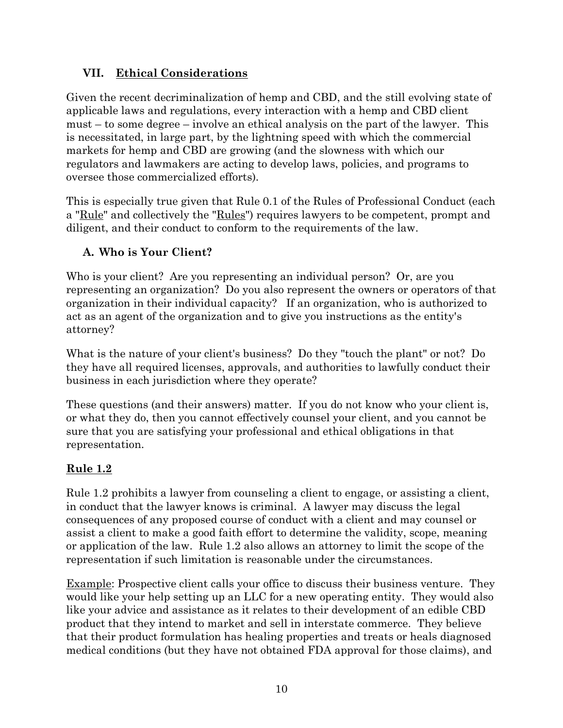## VII. Ethical Considerations

Given the recent decriminalization of hemp and CBD, and the still evolving state of applicable laws and regulations, every interaction with a hemp and CBD client must – to some degree – involve an ethical analysis on the part of the lawyer. This is necessitated, in large part, by the lightning speed with which the commercial markets for hemp and CBD are growing (and the slowness with which our regulators and lawmakers are acting to develop laws, policies, and programs to oversee those commercialized efforts).

This is especially true given that Rule 0.1 of the Rules of Professional Conduct (each a "Rule" and collectively the "Rules") requires lawyers to be competent, prompt and diligent, and their conduct to conform to the requirements of the law.

### A. Who is Your Client?

Who is your client? Are you representing an individual person? Or, are you representing an organization? Do you also represent the owners or operators of that organization in their individual capacity? If an organization, who is authorized to act as an agent of the organization and to give you instructions as the entity's attorney?

What is the nature of your client's business? Do they "touch the plant" or not? Do they have all required licenses, approvals, and authorities to lawfully conduct their business in each jurisdiction where they operate?

These questions (and their answers) matter. If you do not know who your client is, or what they do, then you cannot effectively counsel your client, and you cannot be sure that you are satisfying your professional and ethical obligations in that representation.

### Rule 1.2

Rule 1.2 prohibits a lawyer from counseling a client to engage, or assisting a client, in conduct that the lawyer knows is criminal. A lawyer may discuss the legal consequences of any proposed course of conduct with a client and may counsel or assist a client to make a good faith effort to determine the validity, scope, meaning or application of the law. Rule 1.2 also allows an attorney to limit the scope of the representation if such limitation is reasonable under the circumstances.

Example: Prospective client calls your office to discuss their business venture. They would like your help setting up an LLC for a new operating entity. They would also like your advice and assistance as it relates to their development of an edible CBD product that they intend to market and sell in interstate commerce. They believe that their product formulation has healing properties and treats or heals diagnosed medical conditions (but they have not obtained FDA approval for those claims), and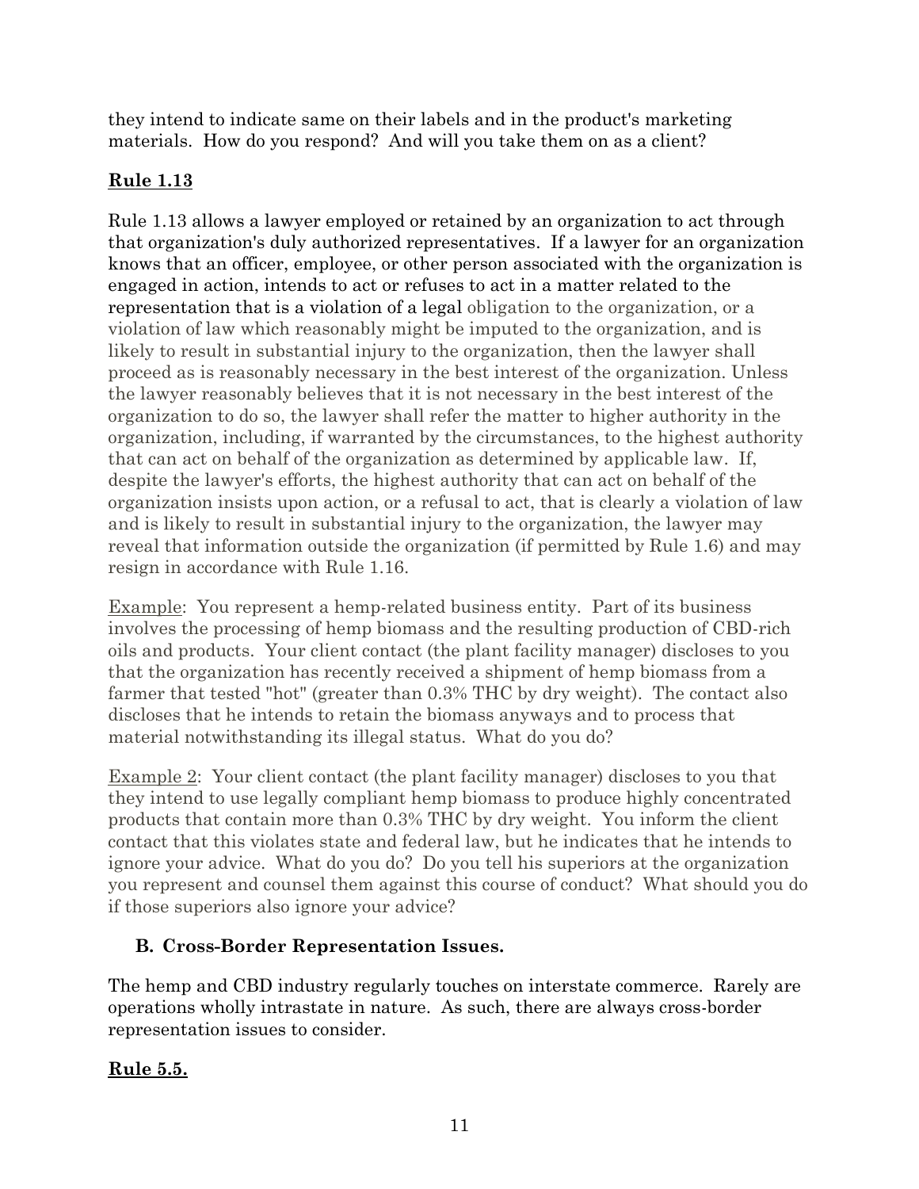they intend to indicate same on their labels and in the product's marketing materials. How do you respond? And will you take them on as a client?

## **Rule 1.13**

Rule 1.13 allows a lawyer employed or retained by an organization to act through that organization's duly authorized representatives. If a lawyer for an organization knows that an officer, employee, or other person associated with the organization is engaged in action, intends to act or refuses to act in a matter related to the representation that is a violation of a legal obligation to the organization, or a violation of law which reasonably might be imputed to the organization, and is likely to result in substantial injury to the organization, then the lawyer shall proceed as is reasonably necessary in the best interest of the organization. Unless the lawyer reasonably believes that it is not necessary in the best interest of the organization to do so, the lawyer shall refer the matter to higher authority in the organization, including, if warranted by the circumstances, to the highest authority that can act on behalf of the organization as determined by applicable law. If, despite the lawyer's efforts, the highest authority that can act on behalf of the organization insists upon action, or a refusal to act, that is clearly a violation of law and is likely to result in substantial injury to the organization, the lawyer may reveal that information outside the organization (if permitted by Rule 1.6) and may resign in accordance with Rule 1.16.

Example: You represent a hemp-related business entity. Part of its business involves the processing of hemp biomass and the resulting production of CBD-rich oils and products. Your client contact (the plant facility manager) discloses to you that the organization has recently received a shipment of hemp biomass from a farmer that tested "hot" (greater than 0.3% THC by dry weight). The contact also discloses that he intends to retain the biomass anyways and to process that material notwithstanding its illegal status. What do you do?

Example 2: Your client contact (the plant facility manager) discloses to you that they intend to use legally compliant hemp biomass to produce highly concentrated products that contain more than 0.3% THC by dry weight. You inform the client contact that this violates state and federal law, but he indicates that he intends to ignore your advice. What do you do? Do you tell his superiors at the organization you represent and counsel them against this course of conduct? What should you do if those superiors also ignore your advice?

### **B. Cross-Border Representation Issues.**

The hemp and CBD industry regularly touches on interstate commerce. Rarely are operations wholly intrastate in nature. As such, there are always cross-border representation issues to consider.

## **Rule 5.5.**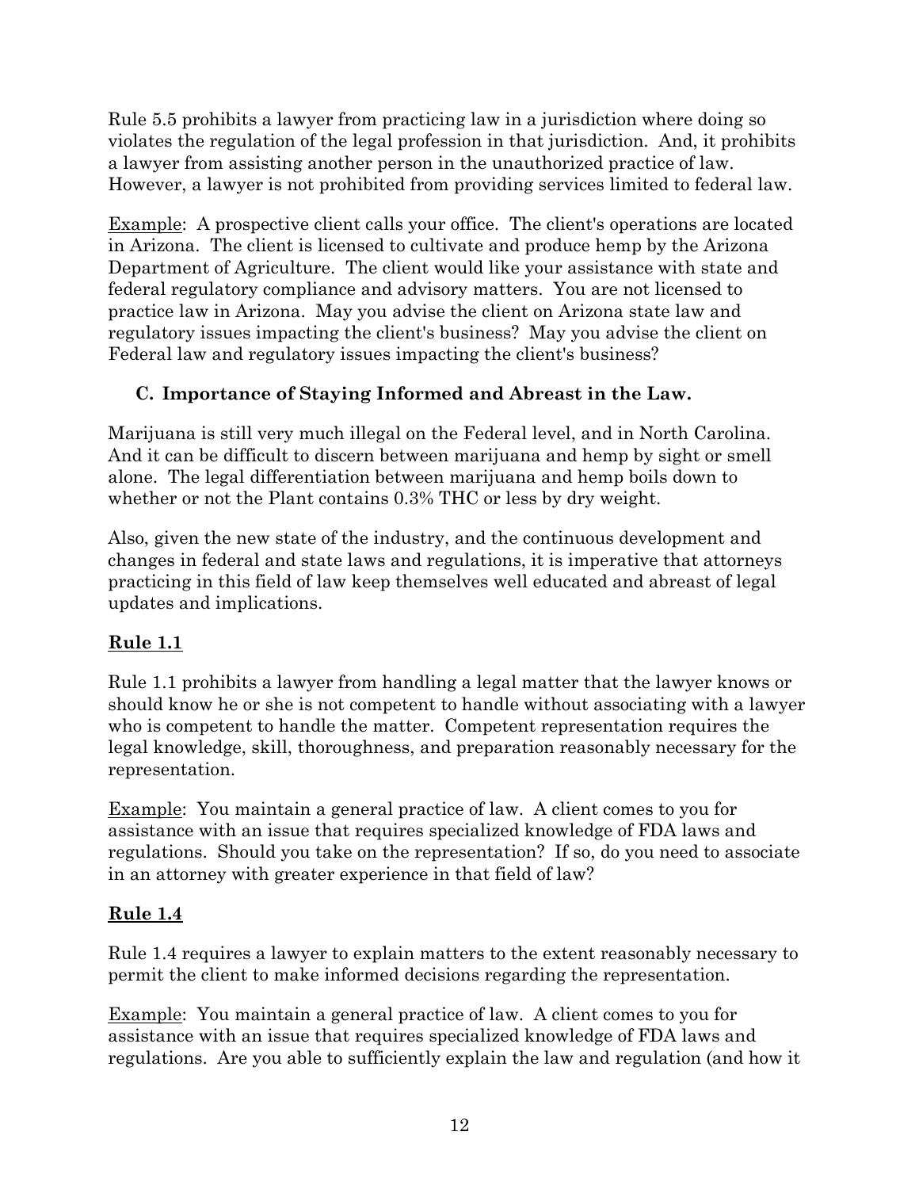Rule 5.5 prohibits a lawyer from practicing law in a jurisdiction where doing so violates the regulation of the legal profession in that jurisdiction. And, it prohibits a lawyer from assisting another person in the unauthorized practice of law. However, a lawyer is not prohibited from providing services limited to federal law.

<u>Example</u>: A prospective client calls your office. The client's operations are located in Arizona. The client is licensed to cultivate and produce hemp by the Arizona Department of Agriculture. The client would like your assistance with state and federal regulatory compliance and advisory matters. You are not licensed to practice law in Arizona. May you advise the client on Arizona state law and regulatory issues impacting the client's business? May you advise the client on Federal law and regulatory issues impacting the client's business?

### C. Importance of Staying Informed and Abreast in the Law.

Marijuana is still very much illegal on the Federal level, and in North Carolina. And it can be difficult to discern between marijuana and hemp by sight or smell alone. The legal differentiation between marijuana and hemp boils down to whether or not the Plant contains 0.3% THC or less by dry weight.

Also, given the new state of the industry, and the continuous development and changes in federal and state laws and regulations, it is imperative that attorneys practicing in this field of law keep themselves well educated and abreast of legal updates and implications.

#### **<u>Rule 1.1</u>**

Rule 1.1 prohibits a lawyer from handling a legal matter that the lawyer knows or should know he or she is not competent to handle without associating with a lawyer who is competent to handle the matter. Competent representation requires the legal knowledge, skill, thoroughness, and preparation reasonably necessary for the representation.

<u>Example</u>: You maintain a general practice of law. A client comes to you for assistance with an issue that requires specialized knowledge of FDA laws and regulations. Should you take on the representation? If so, do you need to associate in an attorney with greater experience in that field of law?

#### **<u>Rule 1.4</u>**

Rule 1.4 requires a lawyer to explain matters to the extent reasonably necessary to permit the client to make informed decisions regarding the representation.

<u>Example</u>: You maintain a general practice of law. A client comes to you for assistance with an issue that requires specialized knowledge of FDA laws and regulations. Are you able to sufficiently explain the law and regulation (and how it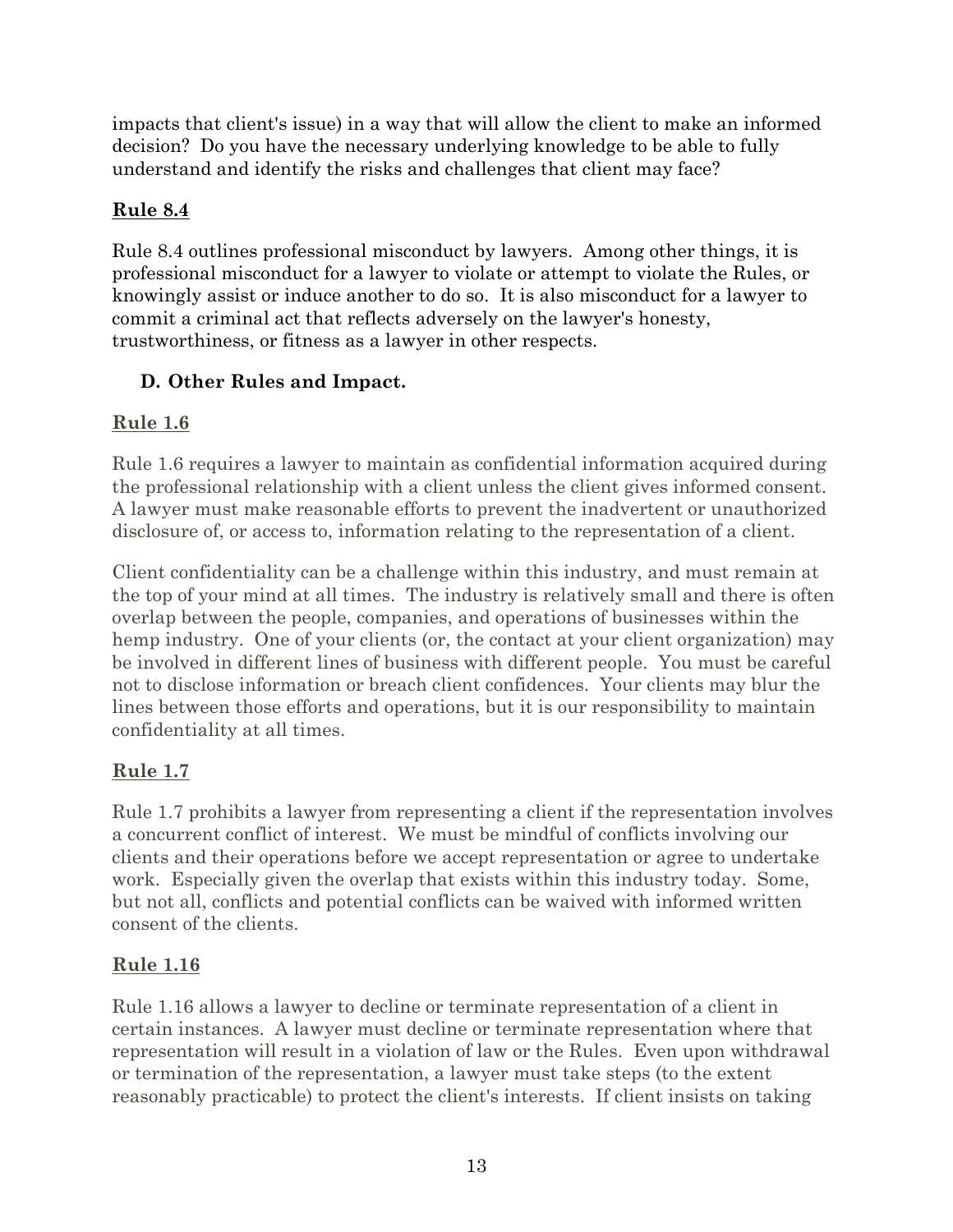impacts that client's issue) in a way that will allow the client to make an informed decision? Do you have the necessary underlying knowledge to be able to fully understand and identify the risks and challenges that client may face?

**Rule 8.4**

Rule 8.4 outlines professional misconduct by lawyers. Among other things, it is professional misconduct for a lawyer to violate or attempt to violate the Rules, or knowingly assist or induce another to do so. It is also misconduct for a lawyer to commit a criminal act that reflects adversely on the lawyer's honesty, trustworthiness, or fitness as a lawyer in other respects.

### D. Other Rules and Impact.

**Rule 1.6**

Rule 1.6 requires a lawyer to maintain as confidential information acquired during the professional relationship with a client unless the client gives informed consent. A lawyer must make reasonable efforts to prevent the inadvertent or unauthorized disclosure of, or access to, information relating to the representation of a client.

Client confidentiality can be a challenge within this industry, and must remain at the top of your mind at all times. The industry is relatively small and there is often overlap between the people, companies, and operations of businesses within the hemp industry. One of your clients (or, the contact at your client organization) may be involved in different lines of business with different people. You must be careful not to disclose information or breach client confidences. Your clients may blur the lines between those efforts and operations, but it is our responsibility to maintain confidentiality at all times.

**Rule 1.7**

Rule 1.7 prohibits a lawyer from representing a client if the representation involves a concurrent conflict of interest. We must be mindful of conflicts involving our clients and their operations before we accept representation or agree to undertake work. Especially given the overlap that exists within this industry today. Some, but not all, conflicts and potential conflicts can be waived with informed written consent of the clients.

**Rule 1.16**

Rule 1.16 allows a lawyer to decline or terminate representation of a client in certain instances. A lawyer must decline or terminate representation where that representation will result in a violation of law or the Rules. Even upon withdrawal or termination of the representation, a lawyer must take steps (to the extent reasonably practicable) to protect the client's interests. If client insists on taking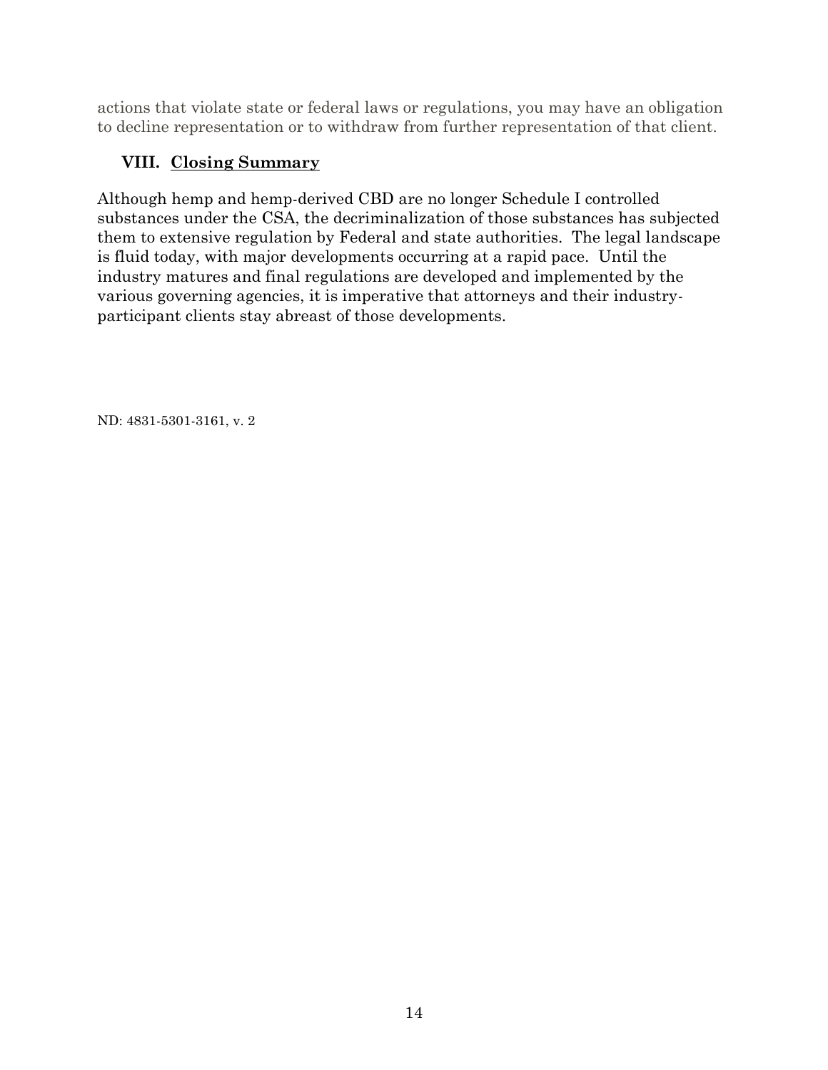actions that violate state or federal laws or regulations, you may have an obligation to decline representation or to withdraw from further representation of that client.

## VIII. Closing Summary

Although hemp and hemp-derived CBD are no longer Schedule I controlled substances under the CSA, the decriminalization of those substances has subjected them to extensive regulation by Federal and state authorities. The legal landscape is fluid today, with major developments occurring at a rapid pace. Until the industry matures and final regulations are developed and implemented by the various governing agencies, it is imperative that attorneys and their industry-participant clients stay abreast of those developments.

ND: 4831-5301-3161, v. 2